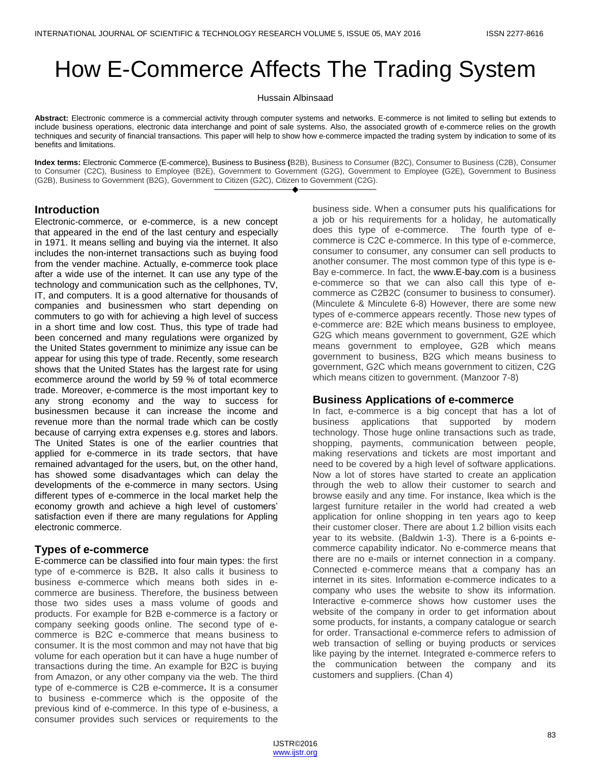# How E-Commerce Affects The Trading System

Hussain Albinsaad

**Abstract:** Electronic commerce is a commercial activity through computer systems and networks. E-commerce is not limited to selling but extends to include business operations, electronic data interchange and point of sale systems. Also, the associated growth of e-commerce relies on the growth techniques and security of financial transactions. This paper will help to show how e-commerce impacted the trading system by indication to some of its benefits and limitations.

**Index terms:** Electronic Commerce (E-commerce), Business to Business **(**B2B), Business to Consumer (B2C), Consumer to Business (C2B), Consumer to Consumer (C2C), Business to Employee (B2E), Government to Government (G2G), Government to Employee (G2E), Government to Business (G2B), Business to Government (B2G), Government to Citizen (G2C), Citizen to Government (C2G).

## Introduction

Electronic-commerce, or e-commerce, is a new concept that appeared in the end of the last century and especially in 1971. It means selling and buying via the internet. It also includes the non-internet transactions such as buying food from the vender machine. Actually, e-commerce took place after a wide use of the internet. It can use any type of the technology and communication such as the cellphones, TV, IT, and computers. It is a good alternative for thousands of companies and businessmen who start depending on commuters to go with for achieving a high level of success in a short time and low cost. Thus, this type of trade had been concerned and many regulations were organized by the United States government to minimize any issue can be appear for using this type of trade. Recently, some research shows that the United States has the largest rate for using ecommerce around the world by 59 % of total ecommerce trade. Moreover, e-commerce is the most important key to any strong economy and the way to success for businessmen because it can increase the income and revenue more than the normal trade which can be costly because of carrying extra expenses e.g. stores and labors. The United States is one of the earlier countries that applied for e-commerce in its trade sectors, that have remained advantaged for the users, but, on the other hand, has showed some disadvantages which can delay the developments of the e-commerce in many sectors. Using different types of e-commerce in the local market help the economy growth and achieve a high level of customers' satisfaction even if there are many regulations for Appling electronic commerce.

## Types of e-commerce

E-commerce can be classified into four main types: the first type of e-commerce is B2B**.** It also calls it business to business e-commerce which means both sides in e-commerce are business. Therefore, the business between those two sides uses a mass volume of goods and products. For example for B2B e-commerce is a factory or company seeking goods online. The second type of e-commerce is B2C e-commerce that means business to consumer. It is the most common and may not have that big volume for each operation but it can have a huge number of transactions during the time. An example for B2C is buying from Amazon, or any other company via the web. The third type of e-commerce is C2B e-commerce**.** It is a consumer to business e-commerce which is the opposite of the previous kind of e-commerce. In this type of e-business, a consumer provides such services or requirements to the business side. When a consumer puts his qualifications for a job or his requirements for a holiday, he automatically does this type of e-commerce. The fourth type of e-commerce is C2C e-commerce. In this type of e-commerce, consumer to consumer, any consumer can sell products to another consumer. The most common type of this type is e-Bay e-commerce. In fact, the www.E-bay.com is a business e-commerce so that we can also call this type of e-commerce as C2B2C (consumer to business to consumer). (Minculete & Minculete 6-8) However, there are some new types of e-commerce appears recently. Those new types of e-commerce are: B2E which means business to employee, G2G which means government to government, G2E which means government to employee, G2B which means government to business, B2G which means business to government, G2C which means government to citizen, C2G which means citizen to government. (Manzoor 7-8)

## Business Applications of e-commerce

In fact, e-commerce is a big concept that has a lot of business applications that supported by modern technology. Those huge online transactions such as trade, shopping, payments, communication between people, making reservations and tickets are most important and need to be covered by a high level of software applications. Now a lot of stores have started to create an application through the web to allow their customer to search and browse easily and any time. For instance, Ikea which is the largest furniture retailer in the world had created a web application for online shopping in ten years ago to keep their customer closer. There are about 1.2 billion visits each year to its website. (Baldwin 1-3). There is a 6-points e-commerce capability indicator. No e-commerce means that there are no e-mails or internet connection in a company. Connected e-commerce means that a company has an internet in its sites. Information e-commerce indicates to a company who uses the website to show its information. Interactive e-commerce shows how customer uses the website of the company in order to get information about some products, for instants, a company catalogue or search for order. Transactional e-commerce refers to admission of web transaction of selling or buying products or services like paying by the internet. Integrated e-commerce refers to the communication between the company and its customers and suppliers. (Chan 4)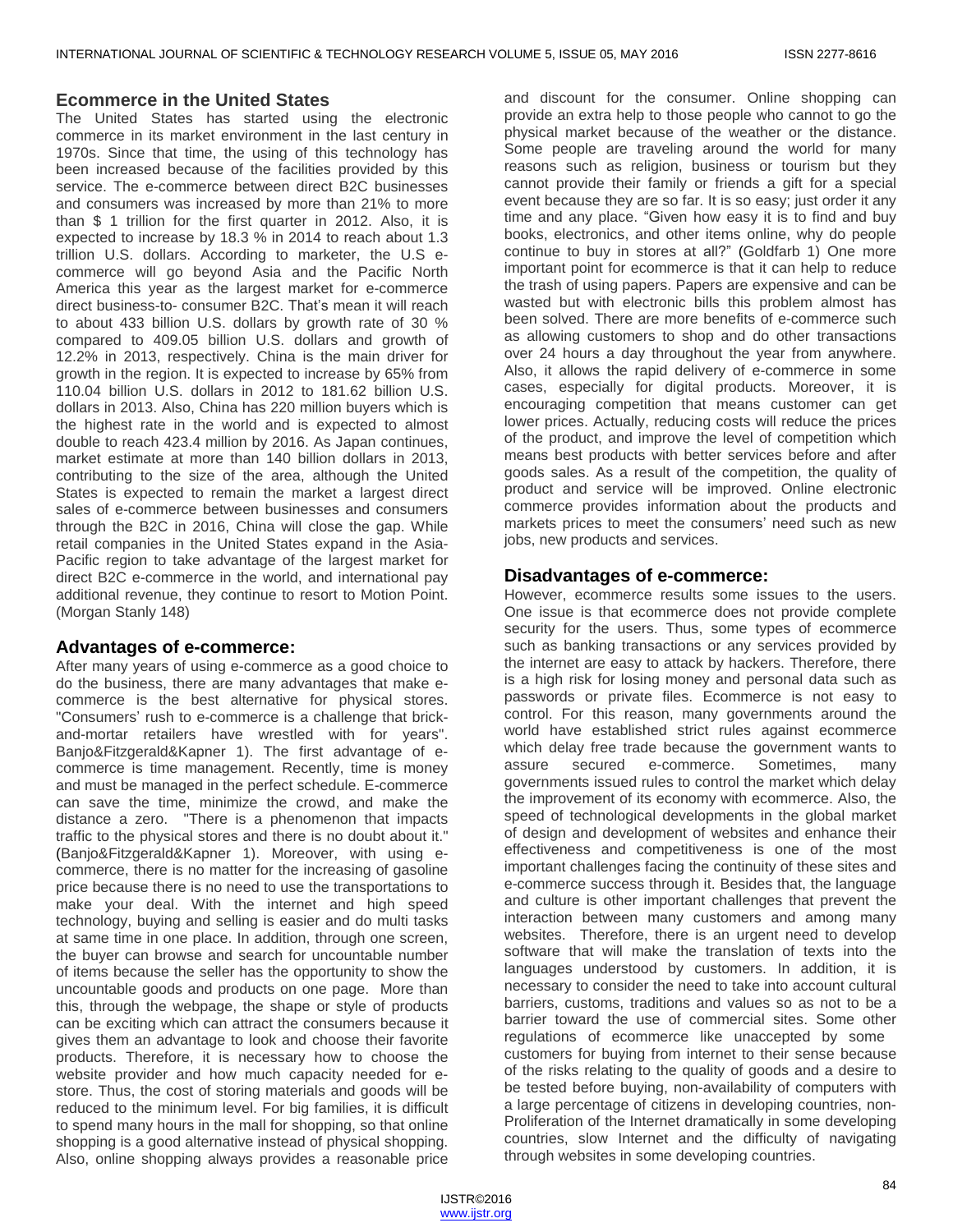## Ecommerce in the United States

The United States has started using the electronic commerce in its market environment in the last century in 1970s. Since that time, the using of this technology has been increased because of the facilities provided by this service. The e-commerce between direct B2C businesses and consumers was increased by more than 21% to more than $ 1 trillion for the first quarter in 2012. Also, it is expected to increase by 18.3 % in 2014 to reach about 1.3 trillion U.S. dollars. According to marketer, the U.S e-commerce will go beyond Asia and the Pacific North America this year as the largest market for e-commerce direct business-to- consumer B2C. That's mean it will reach to about 433 billion U.S. dollars by growth rate of 30 % compared to 409.05 billion U.S. dollars and growth of 12.2% in 2013, respectively. China is the main driver for growth in the region. It is expected to increase by 65% from 110.04 billion U.S. dollars in 2012 to 181.62 billion U.S. dollars in 2013. Also, China has 220 million buyers which is the highest rate in the world and is expected to almost double to reach 423.4 million by 2016. As Japan continues, market estimate at more than 140 billion dollars in 2013, contributing to the size of the area, although the United States is expected to remain the market a largest direct sales of e-commerce between businesses and consumers through the B2C in 2016, China will close the gap. While retail companies in the United States expand in the Asia-Pacific region to take advantage of the largest market for direct B2C e-commerce in the world, and international pay additional revenue, they continue to resort to Motion Point. (Morgan Stanly 148)

## Advantages of e-commerce:

After many years of using e-commerce as a good choice to do the business, there are many advantages that make e-commerce is the best alternative for physical stores. "Consumers' rush to e-commerce is a challenge that brick-and-mortar retailers have wrestled with for years". Banjo&Fitzgerald&Kapner 1). The first advantage of e-commerce is time management. Recently, time is money and must be managed in the perfect schedule. E-commerce can save the time, minimize the crowd, and make the distance a zero. "There is a phenomenon that impacts traffic to the physical stores and there is no doubt about it." (Banjo&Fitzgerald&Kapner 1). Moreover, with using e-commerce, there is no matter for the increasing of gasoline price because there is no need to use the transportations to make your deal. With the internet and high speed technology, buying and selling is easier and do multi tasks at same time in one place. In addition, through one screen, the buyer can browse and search for uncountable number of items because the seller has the opportunity to show the uncountable goods and products on one page. More than this, through the webpage, the shape or style of products can be exciting which can attract the consumers because it gives them an advantage to look and choose their favorite products. Therefore, it is necessary how to choose the website provider and how much capacity needed for e-store. Thus, the cost of storing materials and goods will be reduced to the minimum level. For big families, it is difficult to spend many hours in the mall for shopping, so that online shopping is a good alternative instead of physical shopping. Also, online shopping always provides a reasonable price and discount for the consumer. Online shopping can provide an extra help to those people who cannot to go the physical market because of the weather or the distance. Some people are traveling around the world for many reasons such as religion, business or tourism but they cannot provide their family or friends a gift for a special event because they are so far. It is so easy; just order it any time and any place. "Given how easy it is to find and buy books, electronics, and other items online, why do people continue to buy in stores at all?" (Goldfarb 1) One more important point for ecommerce is that it can help to reduce the trash of using papers. Papers are expensive and can be wasted but with electronic bills this problem almost has been solved. There are more benefits of e-commerce such as allowing customers to shop and do other transactions over 24 hours a day throughout the year from anywhere. Also, it allows the rapid delivery of e-commerce in some cases, especially for digital products. Moreover, it is encouraging competition that means customer can get lower prices. Actually, reducing costs will reduce the prices of the product, and improve the level of competition which means best products with better services before and after goods sales. As a result of the competition, the quality of product and service will be improved. Online electronic commerce provides information about the products and markets prices to meet the consumers' need such as new jobs, new products and services.

## Disadvantages of e-commerce:

However, ecommerce results some issues to the users. One issue is that ecommerce does not provide complete security for the users. Thus, some types of ecommerce such as banking transactions or any services provided by the internet are easy to attack by hackers. Therefore, there is a high risk for losing money and personal data such as passwords or private files. Ecommerce is not easy to control. For this reason, many governments around the world have established strict rules against ecommerce which delay free trade because the government wants to assure secured e-commerce. Sometimes, many governments issued rules to control the market which delay the improvement of its economy with ecommerce. Also, the speed of technological developments in the global market of design and development of websites and enhance their effectiveness and competitiveness is one of the most important challenges facing the continuity of these sites and e-commerce success through it. Besides that, the language and culture is other important challenges that prevent the interaction between many customers and among many websites. Therefore, there is an urgent need to develop software that will make the translation of texts into the languages understood by customers. In addition, it is necessary to consider the need to take into account cultural barriers, customs, traditions and values so as not to be a barrier toward the use of commercial sites. Some other regulations of ecommerce like unaccepted by some customers for buying from internet to their sense because of the risks relating to the quality of goods and a desire to be tested before buying, non-availability of computers with a large percentage of citizens in developing countries, non-Proliferation of the Internet dramatically in some developing countries, slow Internet and the difficulty of navigating through websites in some developing countries.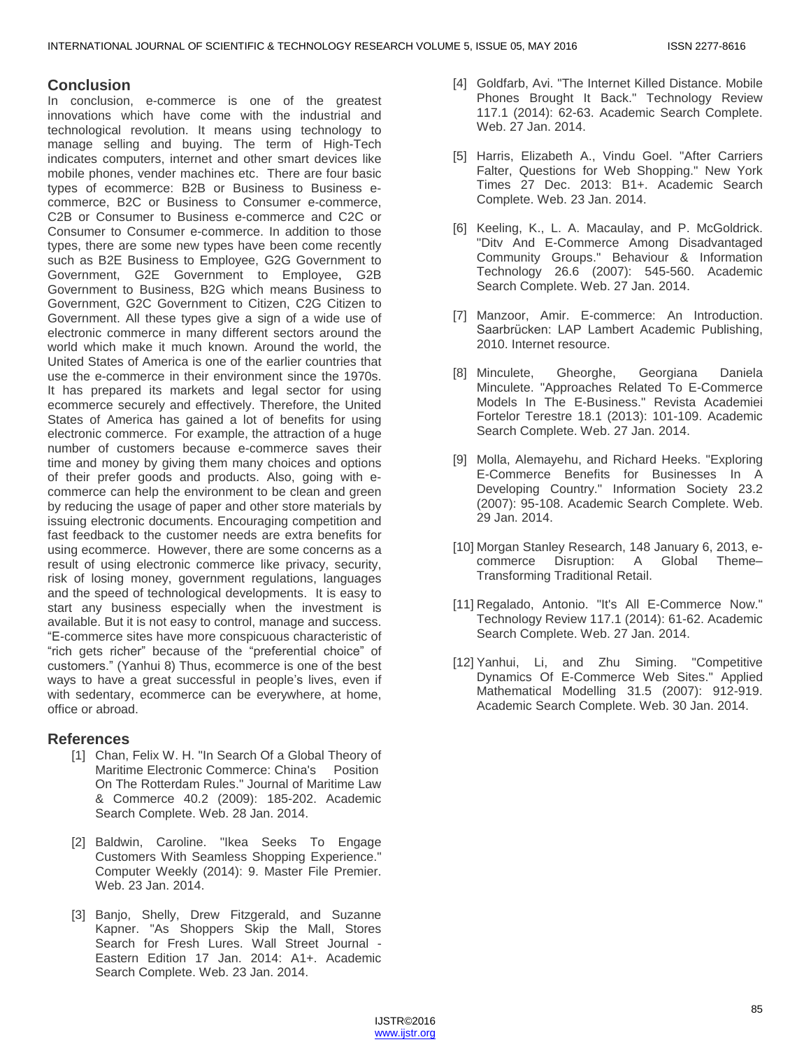## Conclusion

In conclusion, e-commerce is one of the greatest innovations which have come with the industrial and technological revolution. It means using technology to manage selling and buying. The term of High-Tech indicates computers, internet and other smart devices like mobile phones, vender machines etc. There are four basic types of ecommerce: B2B or Business to Business e-commerce, B2C or Business to Consumer e-commerce, C2B or Consumer to Business e-commerce and C2C or Consumer to Consumer e-commerce. In addition to those types, there are some new types have been come recently such as B2E Business to Employee, G2G Government to Government, G2E Government to Employee, G2B Government to Business, B2G which means Business to Government, G2C Government to Citizen, C2G Citizen to Government. All these types give a sign of a wide use of electronic commerce in many different sectors around the world which make it much known. Around the world, the United States of America is one of the earlier countries that use the e-commerce in their environment since the 1970s. It has prepared its markets and legal sector for using ecommerce securely and effectively. Therefore, the United States of America has gained a lot of benefits for using electronic commerce. For example, the attraction of a huge number of customers because e-commerce saves their time and money by giving them many choices and options of their prefer goods and products. Also, going with e-commerce can help the environment to be clean and green by reducing the usage of paper and other store materials by issuing electronic documents. Encouraging competition and fast feedback to the customer needs are extra benefits for using ecommerce. However, there are some concerns as a result of using electronic commerce like privacy, security, risk of losing money, government regulations, languages and the speed of technological developments. It is easy to start any business especially when the investment is available. But it is not easy to control, manage and success. "E-commerce sites have more conspicuous characteristic of "rich gets richer" because of the "preferential choice" of customers." (Yanhui 8) Thus, ecommerce is one of the best ways to have a great successful in people's lives, even if with sedentary, ecommerce can be everywhere, at home, office or abroad.

## References

[1] Chan, Felix W. H. "In Search Of a Global Theory of Maritime Electronic Commerce: China's Position On The Rotterdam Rules." Journal of Maritime Law & Commerce 40.2 (2009): 185-202. Academic Search Complete. Web. 28 Jan. 2014.

[2] Baldwin, Caroline. "Ikea Seeks To Engage Customers With Seamless Shopping Experience." Computer Weekly (2014): 9. Master File Premier. Web. 23 Jan. 2014.

[3] Banjo, Shelly, Drew Fitzgerald, and Suzanne Kapner. "As Shoppers Skip the Mall, Stores Search for Fresh Lures. Wall Street Journal - Eastern Edition 17 Jan. 2014: A1+. Academic Search Complete. Web. 23 Jan. 2014.

[4] Goldfarb, Avi. "The Internet Killed Distance. Mobile Phones Brought It Back." Technology Review 117.1 (2014): 62-63. Academic Search Complete. Web. 27 Jan. 2014.

[5] Harris, Elizabeth A., Vindu Goel. "After Carriers Falter, Questions for Web Shopping." New York Times 27 Dec. 2013: B1+. Academic Search Complete. Web. 23 Jan. 2014.

[6] Keeling, K., L. A. Macaulay, and P. McGoldrick. "Ditv And E-Commerce Among Disadvantaged Community Groups." Behaviour & Information Technology 26.6 (2007): 545-560. Academic Search Complete. Web. 27 Jan. 2014.

[7] Manzoor, Amir. E-commerce: An Introduction. Saarbrücken: LAP Lambert Academic Publishing, 2010. Internet resource.

[8] Minculete, Gheorghe, Georgiana Daniela Minculete. "Approaches Related To E-Commerce Models In The E-Business." Revista Academiei Fortelor Terestre 18.1 (2013): 101-109. Academic Search Complete. Web. 27 Jan. 2014.

[9] Molla, Alemayehu, and Richard Heeks. "Exploring E-Commerce Benefits for Businesses In A Developing Country." Information Society 23.2 (2007): 95-108. Academic Search Complete. Web. 29 Jan. 2014.

[10] Morgan Stanley Research, 148 January 6, 2013, e-commerce Disruption: A Global Theme– Transforming Traditional Retail.

[11] Regalado, Antonio. "It's All E-Commerce Now." Technology Review 117.1 (2014): 61-62. Academic Search Complete. Web. 27 Jan. 2014.

[12] Yanhui, Li, and Zhu Siming. "Competitive Dynamics Of E-Commerce Web Sites." Applied Mathematical Modelling 31.5 (2007): 912-919. Academic Search Complete. Web. 30 Jan. 2014.